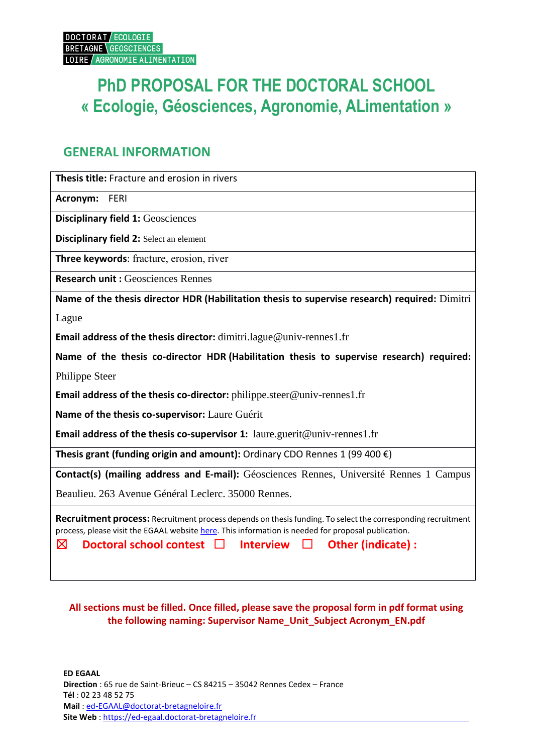DOCTORAT / ECOLOGIE
BRETAGNE \ GEOSCIENCES
LOIRE / AGRONOMIE ALIMENTATION

# PhD PROPOSAL FOR THE DOCTORAL SCHOOL « Ecologie, Géosciences, Agronomie, ALimentation »

## GENERAL INFORMATION

**Thesis title:** Fracture and erosion in rivers

**Acronym:** FERI

**Disciplinary field 1:** Geosciences

**Disciplinary field 2:** Select an element

**Three keywords**: fracture, erosion, river

**Research unit :** Geosciences Rennes

**Name of the thesis director HDR (Habilitation thesis to supervise research) required:** Dimitri Lague

**Email address of the thesis director:** dimitri.lague@univ-rennes1.fr

**Name of the thesis co-director HDR (Habilitation thesis to supervise research) required:** Philippe Steer

**Email address of the thesis co-director:** philippe.steer@univ-rennes1.fr

**Name of the thesis co-supervisor:** Laure Guérit

**Email address of the thesis co-supervisor 1:** laure.guerit@univ-rennes1.fr

**Thesis grant (funding origin and amount):** Ordinary CDO Rennes 1 (99 400 €)

**Contact(s) (mailing address and E-mail):** Géosciences Rennes, Université Rennes 1 Campus Beaulieu. 263 Avenue Général Leclerc. 35000 Rennes.

**Recruitment process:** Recruitment process depends on thesis funding. To select the corresponding recruitment process, please visit the EGAAL website here. This information is needed for proposal publication.

☒ **Doctoral school contest** ☐ **Interview** ☐ **Other (indicate) :**

**All sections must be filled. Once filled, please save the proposal form in pdf format using the following naming: Supervisor Name_Unit_Subject Acronym_EN.pdf**

**ED EGAAL**
**Direction** : 65 rue de Saint-Brieuc – CS 84215 – 35042 Rennes Cedex – France
**Tél** : 02 23 48 52 75
**Mail** : ed-EGAAL@doctorat-bretagneloire.fr
**Site Web** : https://ed-egaal.doctorat-bretagneloire.fr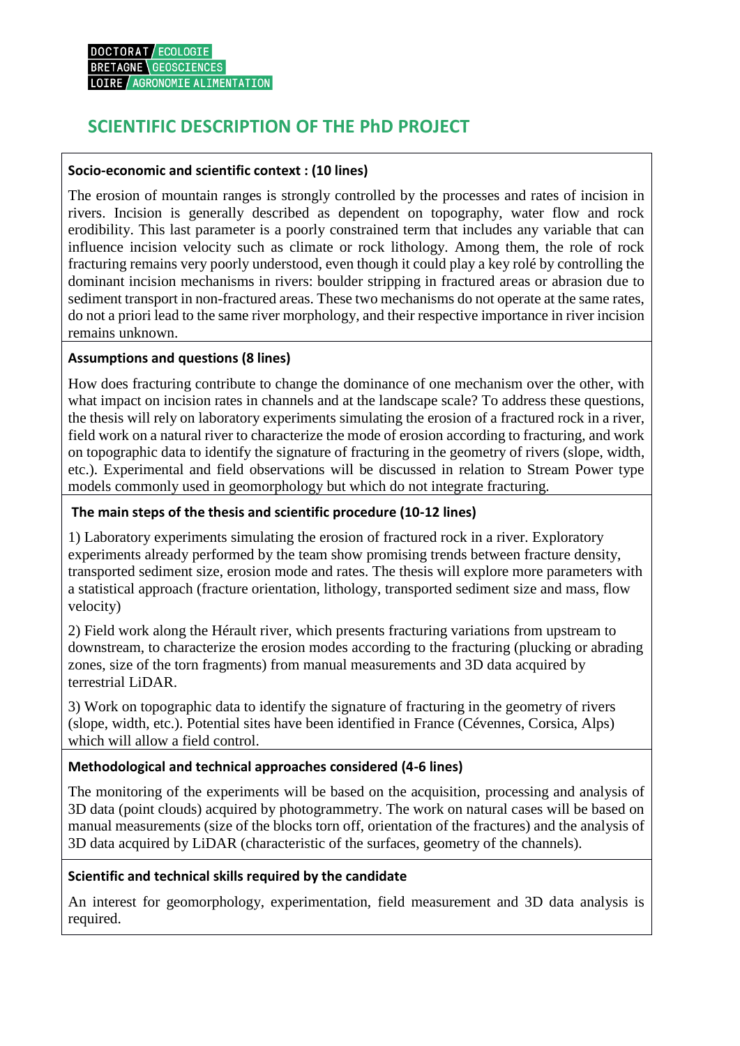DOCTORAT / ECOLOGIE
BRETAGNE \ GEOSCIENCES
LOIRE / AGRONOMIE ALIMENTATION

# SCIENTIFIC DESCRIPTION OF THE PhD PROJECT

**Socio-economic and scientific context : (10 lines)**

The erosion of mountain ranges is strongly controlled by the processes and rates of incision in rivers. Incision is generally described as dependent on topography, water flow and rock erodibility. This last parameter is a poorly constrained term that includes any variable that can influence incision velocity such as climate or rock lithology. Among them, the role of rock fracturing remains very poorly understood, even though it could play a key rolé by controlling the dominant incision mechanisms in rivers: boulder stripping in fractured areas or abrasion due to sediment transport in non-fractured areas. These two mechanisms do not operate at the same rates, do not a priori lead to the same river morphology, and their respective importance in river incision remains unknown.

**Assumptions and questions (8 lines)**

How does fracturing contribute to change the dominance of one mechanism over the other, with what impact on incision rates in channels and at the landscape scale? To address these questions, the thesis will rely on laboratory experiments simulating the erosion of a fractured rock in a river, field work on a natural river to characterize the mode of erosion according to fracturing, and work on topographic data to identify the signature of fracturing in the geometry of rivers (slope, width, etc.). Experimental and field observations will be discussed in relation to Stream Power type models commonly used in geomorphology but which do not integrate fracturing.

**The main steps of the thesis and scientific procedure (10-12 lines)**

1) Laboratory experiments simulating the erosion of fractured rock in a river. Exploratory experiments already performed by the team show promising trends between fracture density, transported sediment size, erosion mode and rates. The thesis will explore more parameters with a statistical approach (fracture orientation, lithology, transported sediment size and mass, flow velocity)

2) Field work along the Hérault river, which presents fracturing variations from upstream to downstream, to characterize the erosion modes according to the fracturing (plucking or abrading zones, size of the torn fragments) from manual measurements and 3D data acquired by terrestrial LiDAR.

3) Work on topographic data to identify the signature of fracturing in the geometry of rivers (slope, width, etc.). Potential sites have been identified in France (Cévennes, Corsica, Alps) which will allow a field control.

**Methodological and technical approaches considered (4-6 lines)**

The monitoring of the experiments will be based on the acquisition, processing and analysis of 3D data (point clouds) acquired by photogrammetry. The work on natural cases will be based on manual measurements (size of the blocks torn off, orientation of the fractures) and the analysis of 3D data acquired by LiDAR (characteristic of the surfaces, geometry of the channels).

**Scientific and technical skills required by the candidate**

An interest for geomorphology, experimentation, field measurement and 3D data analysis is required.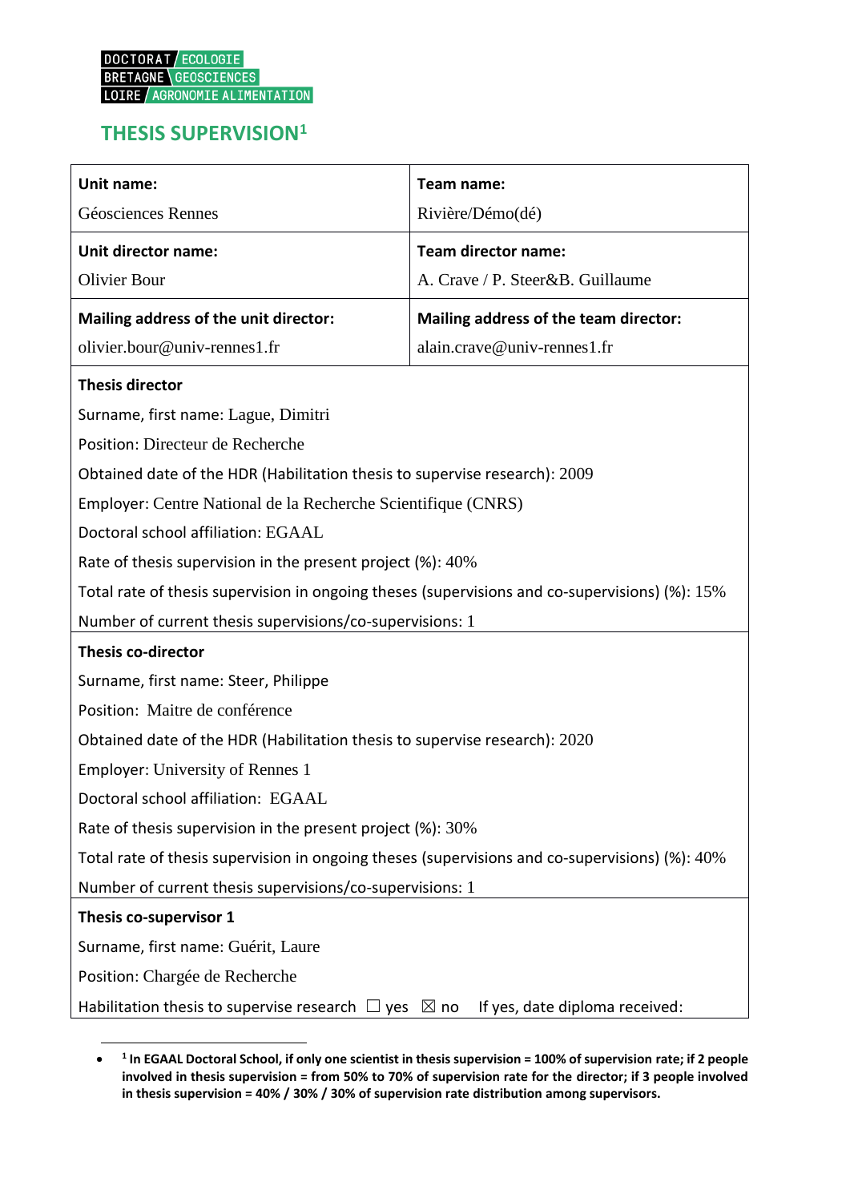DOCTORAT / ECOLOGIE
BRETAGNE \ GEOSCIENCES
LOIRE / AGRONOMIE ALIMENTATION

## THESIS SUPERVISION[1]

| **Unit name:**<br>Géosciences Rennes | **Team name:**<br>Rivière/Démo(dé) |
|---|---|
| **Unit director name:**<br>Olivier Bour | **Team director name:**<br>A. Crave / P. Steer&B. Guillaume |
| **Mailing address of the unit director:**<br>olivier.bour@univ-rennes1.fr | **Mailing address of the team director:**<br>alain.crave@univ-rennes1.fr |

**Thesis director**

Surname, first name: Lague, Dimitri

Position: Directeur de Recherche

Obtained date of the HDR (Habilitation thesis to supervise research): 2009

Employer: Centre National de la Recherche Scientifique (CNRS)

Doctoral school affiliation: EGAAL

Rate of thesis supervision in the present project (%): 40%

Total rate of thesis supervision in ongoing theses (supervisions and co-supervisions) (%): 15%

Number of current thesis supervisions/co-supervisions: 1

**Thesis co-director**

Surname, first name: Steer, Philippe

Position: Maitre de conférence

Obtained date of the HDR (Habilitation thesis to supervise research): 2020

Employer: University of Rennes 1

Doctoral school affiliation: EGAAL

Rate of thesis supervision in the present project (%): 30%

Total rate of thesis supervision in ongoing theses (supervisions and co-supervisions) (%): 40%

Number of current thesis supervisions/co-supervisions: 1

**Thesis co-supervisor 1**

Surname, first name: Guérit, Laure

Position: Chargée de Recherche

Habilitation thesis to supervise research ☐ yes ☒ no If yes, date diploma received:

---

- [1] **In EGAAL Doctoral School, if only one scientist in thesis supervision = 100% of supervision rate; if 2 people involved in thesis supervision = from 50% to 70% of supervision rate for the director; if 3 people involved in thesis supervision = 40% / 30% / 30% of supervision rate distribution among supervisors.**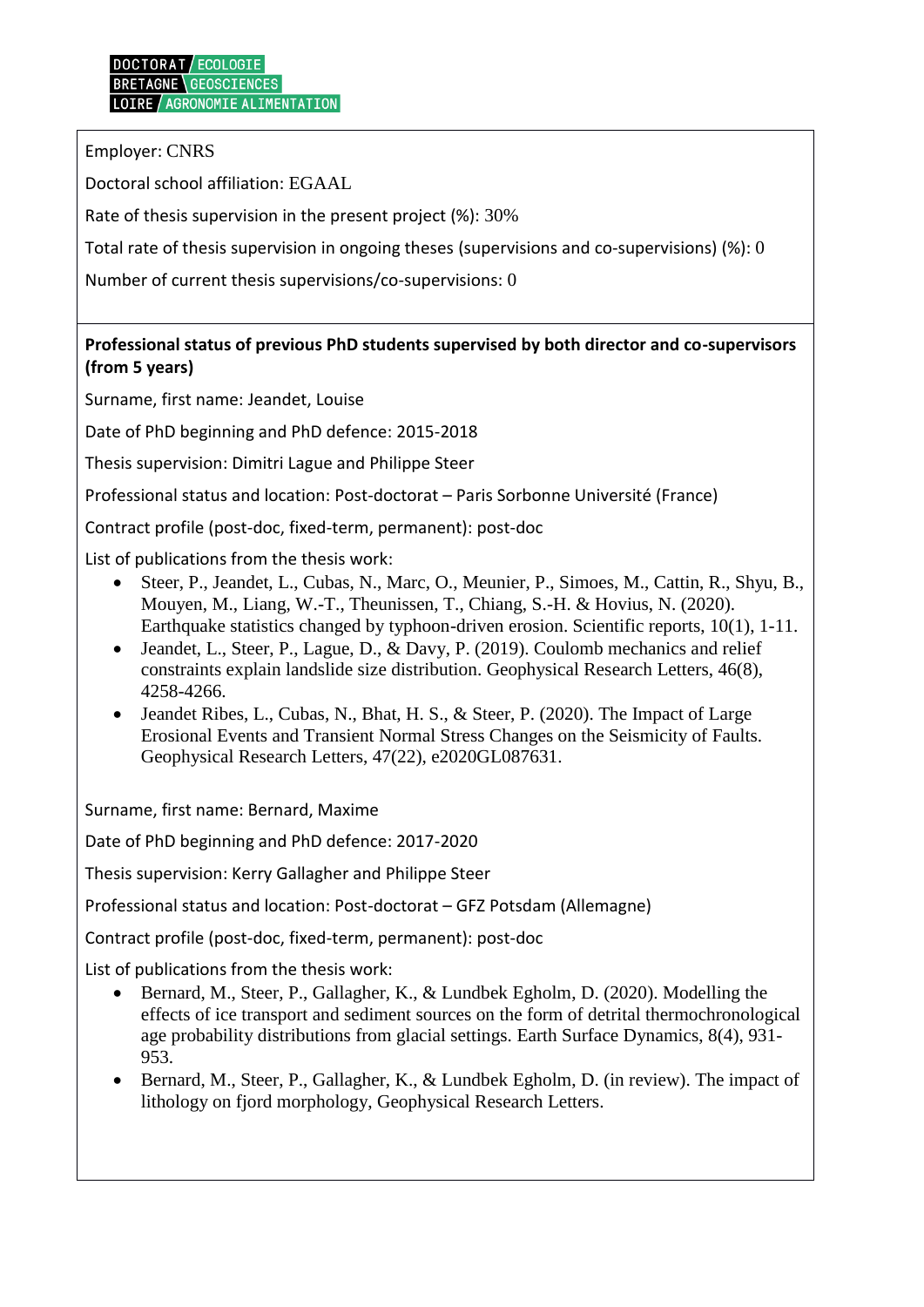Employer: CNRS

Doctoral school affiliation: EGAAL

Rate of thesis supervision in the present project (%): 30%

Total rate of thesis supervision in ongoing theses (supervisions and co-supervisions) (%): 0

Number of current thesis supervisions/co-supervisions: 0

**Professional status of previous PhD students supervised by both director and co-supervisors (from 5 years)**

Surname, first name: Jeandet, Louise

Date of PhD beginning and PhD defence: 2015-2018

Thesis supervision: Dimitri Lague and Philippe Steer

Professional status and location: Post-doctorat – Paris Sorbonne Université (France)

Contract profile (post-doc, fixed-term, permanent): post-doc

List of publications from the thesis work:

- Steer, P., Jeandet, L., Cubas, N., Marc, O., Meunier, P., Simoes, M., Cattin, R., Shyu, B., Mouyen, M., Liang, W.-T., Theunissen, T., Chiang, S.-H. & Hovius, N. (2020). Earthquake statistics changed by typhoon-driven erosion. Scientific reports, 10(1), 1-11.
- Jeandet, L., Steer, P., Lague, D., & Davy, P. (2019). Coulomb mechanics and relief constraints explain landslide size distribution. Geophysical Research Letters, 46(8), 4258-4266.
- Jeandet Ribes, L., Cubas, N., Bhat, H. S., & Steer, P. (2020). The Impact of Large Erosional Events and Transient Normal Stress Changes on the Seismicity of Faults. Geophysical Research Letters, 47(22), e2020GL087631.

Surname, first name: Bernard, Maxime

Date of PhD beginning and PhD defence: 2017-2020

Thesis supervision: Kerry Gallagher and Philippe Steer

Professional status and location: Post-doctorat – GFZ Potsdam (Allemagne)

Contract profile (post-doc, fixed-term, permanent): post-doc

List of publications from the thesis work:

- Bernard, M., Steer, P., Gallagher, K., & Lundbek Egholm, D. (2020). Modelling the effects of ice transport and sediment sources on the form of detrital thermochronological age probability distributions from glacial settings. Earth Surface Dynamics, 8(4), 931-953.
- Bernard, M., Steer, P., Gallagher, K., & Lundbek Egholm, D. (in review). The impact of lithology on fjord morphology, Geophysical Research Letters.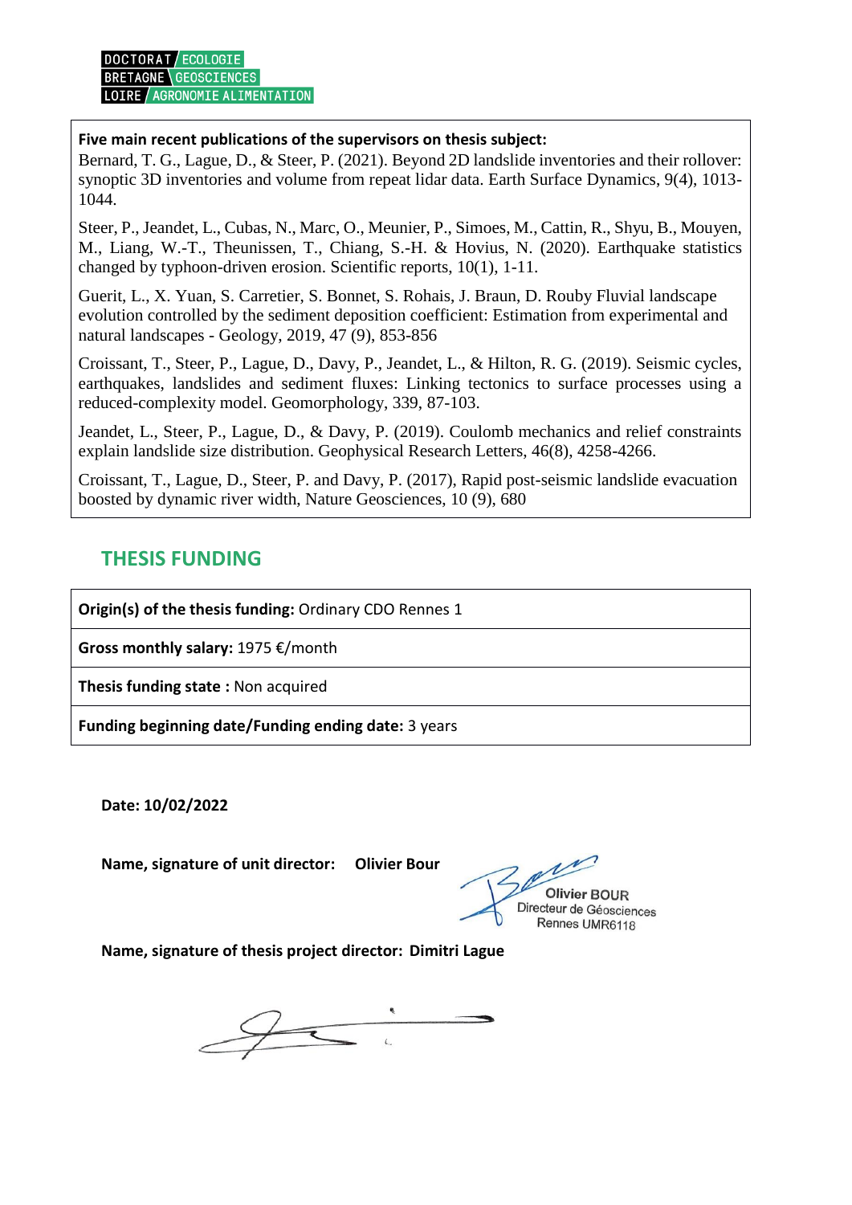**Five main recent publications of the supervisors on thesis subject:**

Bernard, T. G., Lague, D., & Steer, P. (2021). Beyond 2D landslide inventories and their rollover: synoptic 3D inventories and volume from repeat lidar data. Earth Surface Dynamics, 9(4), 1013-1044.

Steer, P., Jeandet, L., Cubas, N., Marc, O., Meunier, P., Simoes, M., Cattin, R., Shyu, B., Mouyen, M., Liang, W.-T., Theunissen, T., Chiang, S.-H. & Hovius, N. (2020). Earthquake statistics changed by typhoon-driven erosion. Scientific reports, 10(1), 1-11.

Guerit, L., X. Yuan, S. Carretier, S. Bonnet, S. Rohais, J. Braun, D. Rouby Fluvial landscape evolution controlled by the sediment deposition coefficient: Estimation from experimental and natural landscapes - Geology, 2019, 47 (9), 853-856

Croissant, T., Steer, P., Lague, D., Davy, P., Jeandet, L., & Hilton, R. G. (2019). Seismic cycles, earthquakes, landslides and sediment fluxes: Linking tectonics to surface processes using a reduced-complexity model. Geomorphology, 339, 87-103.

Jeandet, L., Steer, P., Lague, D., & Davy, P. (2019). Coulomb mechanics and relief constraints explain landslide size distribution. Geophysical Research Letters, 46(8), 4258-4266.

Croissant, T., Lague, D., Steer, P. and Davy, P. (2017), Rapid post-seismic landslide evacuation boosted by dynamic river width, Nature Geosciences, 10 (9), 680

## THESIS FUNDING

| |
|---|
| **Origin(s) of the thesis funding:** Ordinary CDO Rennes 1 |
| **Gross monthly salary:** 1975 €/month |
| **Thesis funding state :** Non acquired |
| **Funding beginning date/Funding ending date:** 3 years |

**Date: 10/02/2022**

**Name, signature of unit director: Olivier Bour**

Olivier BOUR
Directeur de Géosciences
Rennes UMR6118

**Name, signature of thesis project director: Dimitri Lague**